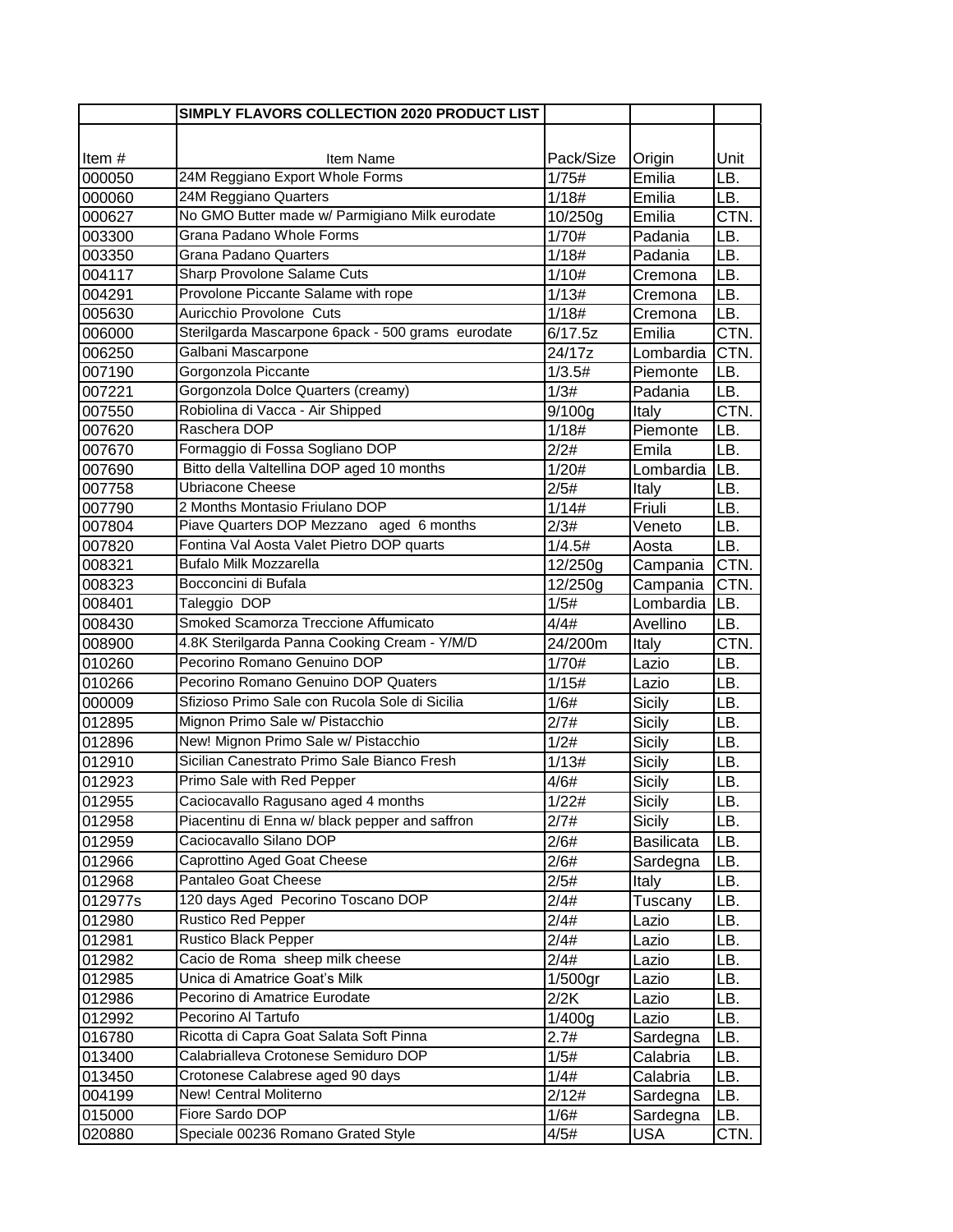|  | SIMPLY FLAVORS COLLECTION 2020 PRODUCT LIST |  |  |  |
|---|---|---|---|---|
| Item # | Item Name | Pack/Size | Origin | Unit |
| 000050 | 24M Reggiano Export Whole Forms | 1/75# | Emilia | LB. |
| 000060 | 24M Reggiano Quarters | 1/18# | Emilia | LB. |
| 000627 | No GMO Butter made w/ Parmigiano Milk eurodate | 10/250g | Emilia | CTN. |
| 003300 | Grana Padano Whole Forms | 1/70# | Padania | LB. |
| 003350 | Grana Padano Quarters | 1/18# | Padania | LB. |
| 004117 | Sharp Provolone Salame Cuts | 1/10# | Cremona | LB. |
| 004291 | Provolone Piccante Salame with rope | 1/13# | Cremona | LB. |
| 005630 | Auricchio Provolone Cuts | 1/18# | Cremona | LB. |
| 006000 | Sterilgarda Mascarpone 6pack - 500 grams eurodate | 6/17.5z | Emilia | CTN. |
| 006250 | Galbani Mascarpone | 24/17z | Lombardia | CTN. |
| 007190 | Gorgonzola Piccante | 1/3.5# | Piemonte | LB. |
| 007221 | Gorgonzola Dolce Quarters (creamy) | 1/3# | Padania | LB. |
| 007550 | Robiolina di Vacca - Air Shipped | 9/100g | Italy | CTN. |
| 007620 | Raschera DOP | 1/18# | Piemonte | LB. |
| 007670 | Formaggio di Fossa Sogliano DOP | 2/2# | Emila | LB. |
| 007690 | Bitto della Valtellina DOP aged 10 months | 1/20# | Lombardia | LB. |
| 007758 | Ubriacone Cheese | 2/5# | Italy | LB. |
| 007790 | 2 Months Montasio Friulano DOP | 1/14# | Friuli | LB. |
| 007804 | Piave Quarters DOP Mezzano aged 6 months | 2/3# | Veneto | LB. |
| 007820 | Fontina Val Aosta Valet Pietro DOP quarts | 1/4.5# | Aosta | LB. |
| 008321 | Bufalo Milk Mozzarella | 12/250g | Campania | CTN. |
| 008323 | Bocconcini di Bufala | 12/250g | Campania | CTN. |
| 008401 | Taleggio DOP | 1/5# | Lombardia | LB. |
| 008430 | Smoked Scamorza Treccione Affumicato | 4/4# | Avellino | LB. |
| 008900 | 4.8K Sterilgarda Panna Cooking Cream - Y/M/D | 24/200m | Italy | CTN. |
| 010260 | Pecorino Romano Genuino DOP | 1/70# | Lazio | LB. |
| 010266 | Pecorino Romano Genuino DOP Quaters | 1/15# | Lazio | LB. |
| 000009 | Sfizioso Primo Sale con Rucola Sole di Sicilia | 1/6# | Sicily | LB. |
| 012895 | Mignon Primo Sale w/ Pistacchio | 2/7# | Sicily | LB. |
| 012896 | New! Mignon Primo Sale w/ Pistacchio | 1/2# | Sicily | LB. |
| 012910 | Sicilian Canestrato Primo Sale Bianco Fresh | 1/13# | Sicily | LB. |
| 012923 | Primo Sale with Red Pepper | 4/6# | Sicily | LB. |
| 012955 | Caciocavallo Ragusano aged 4 months | 1/22# | Sicily | LB. |
| 012958 | Piacentinu di Enna w/ black pepper and saffron | 2/7# | Sicily | LB. |
| 012959 | Caciocavallo Silano DOP | 2/6# | Basilicata | LB. |
| 012966 | Caprottino Aged Goat Cheese | 2/6# | Sardegna | LB. |
| 012968 | Pantaleo Goat Cheese | 2/5# | Italy | LB. |
| 012977s | 120 days Aged Pecorino Toscano DOP | 2/4# | Tuscany | LB. |
| 012980 | Rustico Red Pepper | 2/4# | Lazio | LB. |
| 012981 | Rustico Black Pepper | 2/4# | Lazio | LB. |
| 012982 | Cacio de Roma sheep milk cheese | 2/4# | Lazio | LB. |
| 012985 | Unica di Amatrice Goat's Milk | 1/500gr | Lazio | LB. |
| 012986 | Pecorino di Amatrice Eurodate | 2/2K | Lazio | LB. |
| 012992 | Pecorino Al Tartufo | 1/400g | Lazio | LB. |
| 016780 | Ricotta di Capra Goat Salata Soft Pinna | 2.7# | Sardegna | LB. |
| 013400 | Calabrialleva Crotonese Semiduro DOP | 1/5# | Calabria | LB. |
| 013450 | Crotonese Calabrese aged 90 days | 1/4# | Calabria | LB. |
| 004199 | New! Central Moliterno | 2/12# | Sardegna | LB. |
| 015000 | Fiore Sardo DOP | 1/6# | Sardegna | LB. |
| 020880 | Speciale 00236 Romano Grated Style | 4/5# | USA | CTN. |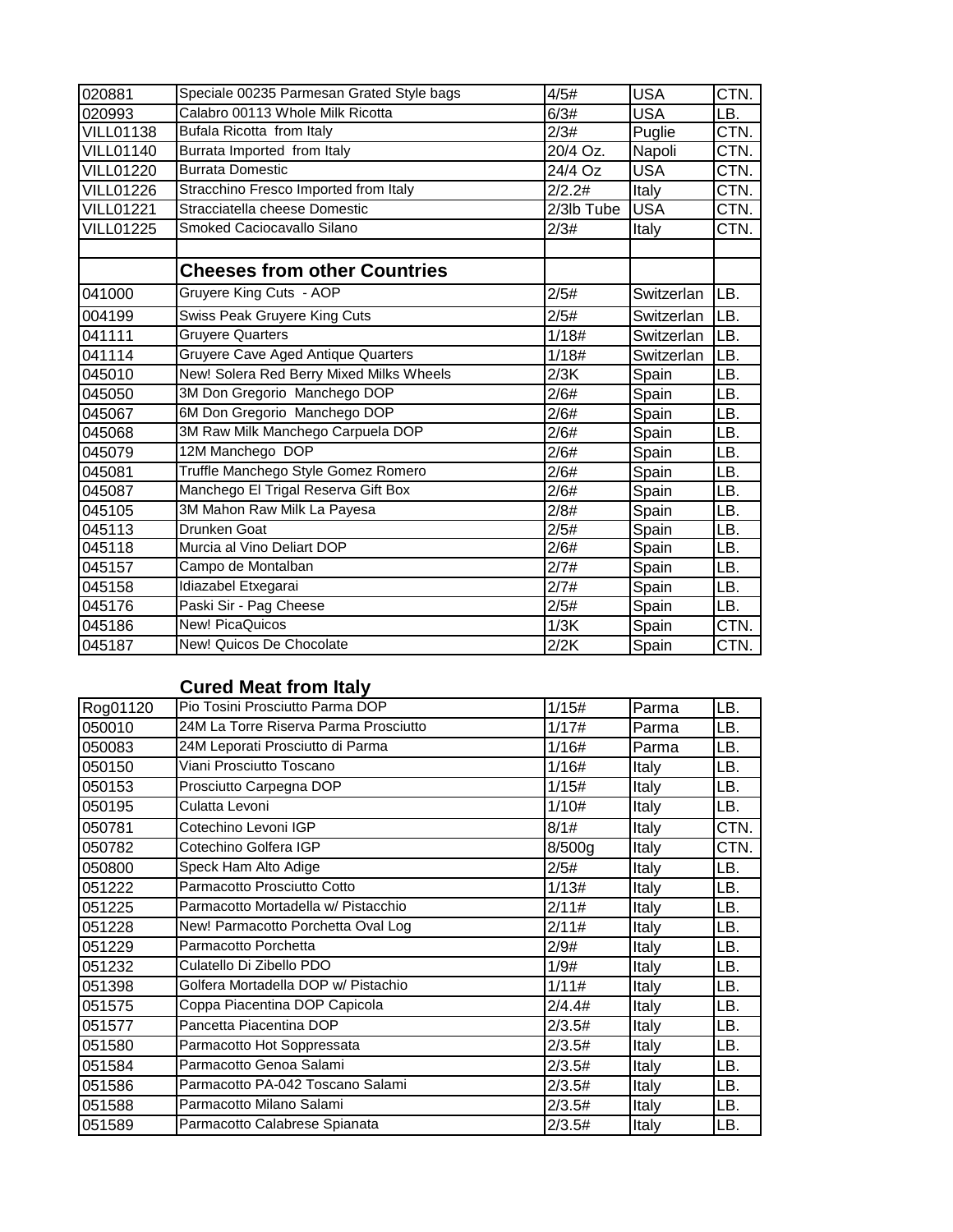| | | | | |
|---|---|---|---|---|
| 020881 | Speciale 00235 Parmesan Grated Style bags | 4/5# | USA | CTN. |
| 020993 | Calabro 00113 Whole Milk Ricotta | 6/3# | USA | LB. |
| VILL01138 | Bufala Ricotta from Italy | 2/3# | Puglie | CTN. |
| VILL01140 | Burrata Imported from Italy | 20/4 Oz. | Napoli | CTN. |
| VILL01220 | Burrata Domestic | 24/4 Oz | USA | CTN. |
| VILL01226 | Stracchino Fresco Imported from Italy | 2/2.2# | Italy | CTN. |
| VILL01221 | Stracciatella cheese Domestic | 2/3lb Tube | USA | CTN. |
| VILL01225 | Smoked Caciocavallo Silano | 2/3# | Italy | CTN. |
| | | | | |
| | **Cheeses from other Countries** | | | |
| 041000 | Gruyere King Cuts - AOP | 2/5# | Switzerlan | LB. |
| 004199 | Swiss Peak Gruyere King Cuts | 2/5# | Switzerlan | LB. |
| 041111 | Gruyere Quarters | 1/18# | Switzerlan | LB. |
| 041114 | Gruyere Cave Aged Antique Quarters | 1/18# | Switzerlan | LB. |
| 045010 | New! Solera Red Berry Mixed Milks Wheels | 2/3K | Spain | LB. |
| 045050 | 3M Don Gregorio Manchego DOP | 2/6# | Spain | LB. |
| 045067 | 6M Don Gregorio Manchego DOP | 2/6# | Spain | LB. |
| 045068 | 3M Raw Milk Manchego Carpuela DOP | 2/6# | Spain | LB. |
| 045079 | 12M Manchego DOP | 2/6# | Spain | LB. |
| 045081 | Truffle Manchego Style Gomez Romero | 2/6# | Spain | LB. |
| 045087 | Manchego El Trigal Reserva Gift Box | 2/6# | Spain | LB. |
| 045105 | 3M Mahon Raw Milk La Payesa | 2/8# | Spain | LB. |
| 045113 | Drunken Goat | 2/5# | Spain | LB. |
| 045118 | Murcia al Vino Deliart DOP | 2/6# | Spain | LB. |
| 045157 | Campo de Montalban | 2/7# | Spain | LB. |
| 045158 | Idiazabel Etxegarai | 2/7# | Spain | LB. |
| 045176 | Paski Sir - Pag Cheese | 2/5# | Spain | LB. |
| 045186 | New! PicaQuicos | 1/3K | Spain | CTN. |
| 045187 | New! Quicos De Chocolate | 2/2K | Spain | CTN. |

**Cured Meat from Italy**

| | | | | |
|---|---|---|---|---|
| Rog01120 | Pio Tosini Prosciutto Parma DOP | 1/15# | Parma | LB. |
| 050010 | 24M La Torre Riserva Parma Prosciutto | 1/17# | Parma | LB. |
| 050083 | 24M Leporati Prosciutto di Parma | 1/16# | Parma | LB. |
| 050150 | Viani Prosciutto Toscano | 1/16# | Italy | LB. |
| 050153 | Prosciutto Carpegna DOP | 1/15# | Italy | LB. |
| 050195 | Culatta Levoni | 1/10# | Italy | LB. |
| 050781 | Cotechino Levoni IGP | 8/1# | Italy | CTN. |
| 050782 | Cotechino Golfera IGP | 8/500g | Italy | CTN. |
| 050800 | Speck Ham Alto Adige | 2/5# | Italy | LB. |
| 051222 | Parmacotto Prosciutto Cotto | 1/13# | Italy | LB. |
| 051225 | Parmacotto Mortadella w/ Pistacchio | 2/11# | Italy | LB. |
| 051228 | New! Parmacotto Porchetta Oval Log | 2/11# | Italy | LB. |
| 051229 | Parmacotto Porchetta | 2/9# | Italy | LB. |
| 051232 | Culatello Di Zibello PDO | 1/9# | Italy | LB. |
| 051398 | Golfera Mortadella DOP w/ Pistachio | 1/11# | Italy | LB. |
| 051575 | Coppa Piacentina DOP Capicola | 2/4.4# | Italy | LB. |
| 051577 | Pancetta Piacentina DOP | 2/3.5# | Italy | LB. |
| 051580 | Parmacotto Hot Soppressata | 2/3.5# | Italy | LB. |
| 051584 | Parmacotto Genoa Salami | 2/3.5# | Italy | LB. |
| 051586 | Parmacotto PA-042 Toscano Salami | 2/3.5# | Italy | LB. |
| 051588 | Parmacotto Milano Salami | 2/3.5# | Italy | LB. |
| 051589 | Parmacotto Calabrese Spianata | 2/3.5# | Italy | LB. |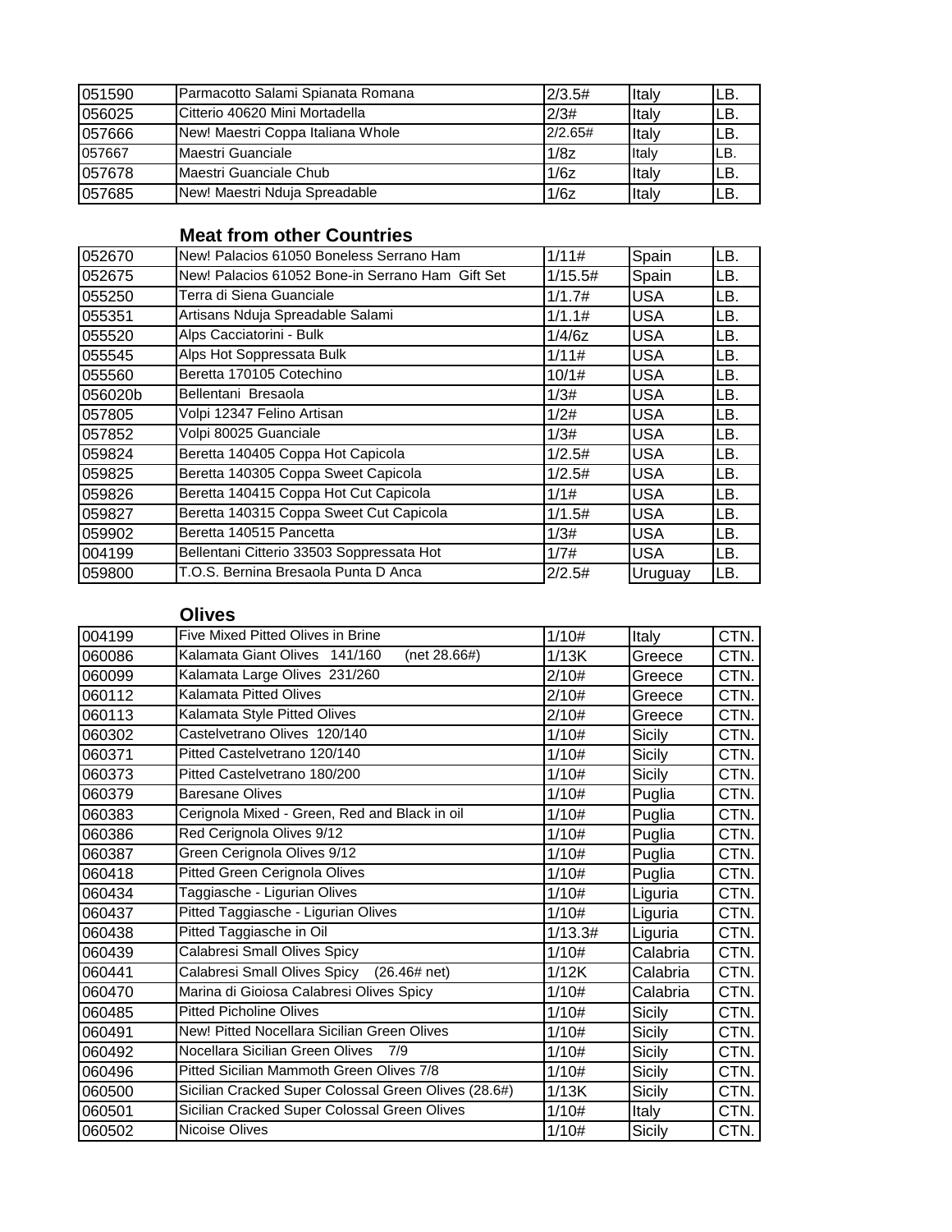| | | | | |
|---|---|---|---|---|
| 051590 | Parmacotto Salami Spianata Romana | 2/3.5# | Italy | LB. |
| 056025 | Citterio 40620 Mini Mortadella | 2/3# | Italy | LB. |
| 057666 | New! Maestri Coppa Italiana Whole | 2/2.65# | Italy | LB. |
| 057667 | Maestri Guanciale | 1/8z | Italy | LB. |
| 057678 | Maestri Guanciale Chub | 1/6z | Italy | LB. |
| 057685 | New! Maestri Nduja Spreadable | 1/6z | Italy | LB. |

### Meat from other Countries

| | | | | |
|---|---|---|---|---|
| 052670 | New! Palacios 61050 Boneless Serrano Ham | 1/11# | Spain | LB. |
| 052675 | New! Palacios 61052 Bone-in Serrano Ham Gift Set | 1/15.5# | Spain | LB. |
| 055250 | Terra di Siena Guanciale | 1/1.7# | USA | LB. |
| 055351 | Artisans Nduja Spreadable Salami | 1/1.1# | USA | LB. |
| 055520 | Alps Cacciatorini - Bulk | 1/4/6z | USA | LB. |
| 055545 | Alps Hot Soppressata Bulk | 1/11# | USA | LB. |
| 055560 | Beretta 170105 Cotechino | 10/1# | USA | LB. |
| 056020b | Bellentani Bresaola | 1/3# | USA | LB. |
| 057805 | Volpi 12347 Felino Artisan | 1/2# | USA | LB. |
| 057852 | Volpi 80025 Guanciale | 1/3# | USA | LB. |
| 059824 | Beretta 140405 Coppa Hot Capicola | 1/2.5# | USA | LB. |
| 059825 | Beretta 140305 Coppa Sweet Capicola | 1/2.5# | USA | LB. |
| 059826 | Beretta 140415 Coppa Hot Cut Capicola | 1/1# | USA | LB. |
| 059827 | Beretta 140315 Coppa Sweet Cut Capicola | 1/1.5# | USA | LB. |
| 059902 | Beretta 140515 Pancetta | 1/3# | USA | LB. |
| 004199 | Bellentani Citterio 33503 Soppressata Hot | 1/7# | USA | LB. |
| 059800 | T.O.S. Bernina Bresaola Punta D Anca | 2/2.5# | Uruguay | LB. |

### Olives

| | | | | |
|---|---|---|---|---|
| 004199 | Five Mixed Pitted Olives in Brine | 1/10# | Italy | CTN. |
| 060086 | Kalamata Giant Olives 141/160 (net 28.66#) | 1/13K | Greece | CTN. |
| 060099 | Kalamata Large Olives 231/260 | 2/10# | Greece | CTN. |
| 060112 | Kalamata Pitted Olives | 2/10# | Greece | CTN. |
| 060113 | Kalamata Style Pitted Olives | 2/10# | Greece | CTN. |
| 060302 | Castelvetrano Olives 120/140 | 1/10# | Sicily | CTN. |
| 060371 | Pitted Castelvetrano 120/140 | 1/10# | Sicily | CTN. |
| 060373 | Pitted Castelvetrano 180/200 | 1/10# | Sicily | CTN. |
| 060379 | Baresane Olives | 1/10# | Puglia | CTN. |
| 060383 | Cerignola Mixed - Green, Red and Black in oil | 1/10# | Puglia | CTN. |
| 060386 | Red Cerignola Olives 9/12 | 1/10# | Puglia | CTN. |
| 060387 | Green Cerignola Olives 9/12 | 1/10# | Puglia | CTN. |
| 060418 | Pitted Green Cerignola Olives | 1/10# | Puglia | CTN. |
| 060434 | Taggiasche - Ligurian Olives | 1/10# | Liguria | CTN. |
| 060437 | Pitted Taggiasche - Ligurian Olives | 1/10# | Liguria | CTN. |
| 060438 | Pitted Taggiasche in Oil | 1/13.3# | Liguria | CTN. |
| 060439 | Calabresi Small Olives Spicy | 1/10# | Calabria | CTN. |
| 060441 | Calabresi Small Olives Spicy (26.46# net) | 1/12K | Calabria | CTN. |
| 060470 | Marina di Gioiosa Calabresi Olives Spicy | 1/10# | Calabria | CTN. |
| 060485 | Pitted Picholine Olives | 1/10# | Sicily | CTN. |
| 060491 | New! Pitted Nocellara Sicilian Green Olives | 1/10# | Sicily | CTN. |
| 060492 | Nocellara Sicilian Green Olives 7/9 | 1/10# | Sicily | CTN. |
| 060496 | Pitted Sicilian Mammoth Green Olives 7/8 | 1/10# | Sicily | CTN. |
| 060500 | Sicilian Cracked Super Colossal Green Olives (28.6#) | 1/13K | Sicily | CTN. |
| 060501 | Sicilian Cracked Super Colossal Green Olives | 1/10# | Italy | CTN. |
| 060502 | Nicoise Olives | 1/10# | Sicily | CTN. |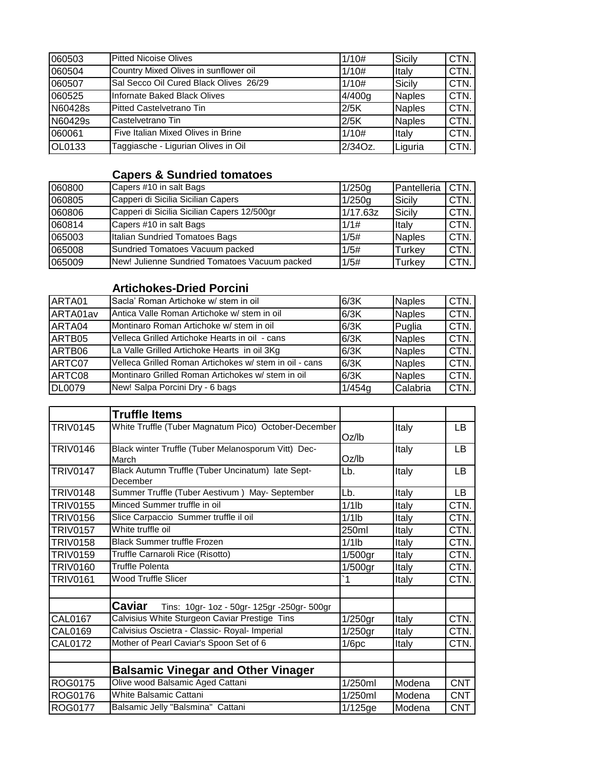| | | | | |
|---|---|---|---|---|
| 060503 | Pitted Nicoise Olives | 1/10# | Sicily | CTN. |
| 060504 | Country Mixed Olives in sunflower oil | 1/10# | Italy | CTN. |
| 060507 | Sal Secco Oil Cured Black Olives 26/29 | 1/10# | Sicily | CTN. |
| 060525 | Infornate Baked Black Olives | 4/400g | Naples | CTN. |
| N60428s | Pitted Castelvetrano Tin | 2/5K | Naples | CTN. |
| N60429s | Castelvetrano Tin | 2/5K | Naples | CTN. |
| 060061 | Five Italian Mixed Olives in Brine | 1/10# | Italy | CTN. |
| OL0133 | Taggiasche - Ligurian Olives in Oil | 2/34Oz. | Liguria | CTN. |

### Capers & Sundried tomatoes

| | | | | |
|---|---|---|---|---|
| 060800 | Capers #10 in salt Bags | 1/250g | Pantelleria | CTN. |
| 060805 | Capperi di Sicilia Sicilian Capers | 1/250g | Sicily | CTN. |
| 060806 | Capperi di Sicilia Sicilian Capers 12/500gr | 1/17.63z | Sicily | CTN. |
| 060814 | Capers #10 in salt Bags | 1/1# | Italy | CTN. |
| 065003 | Italian Sundried Tomatoes Bags | 1/5# | Naples | CTN. |
| 065008 | Sundried Tomatoes Vacuum packed | 1/5# | Turkey | CTN. |
| 065009 | New! Julienne Sundried Tomatoes Vacuum packed | 1/5# | Turkey | CTN. |

### Artichokes-Dried Porcini

| | | | | |
|---|---|---|---|---|
| ARTA01 | Sacla' Roman Artichoke w/ stem in oil | 6/3K | Naples | CTN. |
| ARTA01av | Antica Valle Roman Artichoke w/ stem in oil | 6/3K | Naples | CTN. |
| ARTA04 | Montinaro Roman Artichoke w/ stem in oil | 6/3K | Puglia | CTN. |
| ARTB05 | Velleca Grilled Artichoke Hearts in oil - cans | 6/3K | Naples | CTN. |
| ARTB06 | La Valle Grilled Artichoke Hearts in oil 3Kg | 6/3K | Naples | CTN. |
| ARTC07 | Velleca Grilled Roman Artichokes w/ stem in oil - cans | 6/3K | Naples | CTN. |
| ARTC08 | Montinaro Grilled Roman Artichokes w/ stem in oil | 6/3K | Naples | CTN. |
| DL0079 | New! Salpa Porcini Dry - 6 bags | 1/454g | Calabria | CTN. |

| | | | | |
|---|---|---|---|---|
| | **Truffle Items** | | | |
| TRIV0145 | White Truffle (Tuber Magnatum Pico) October-December | Oz/lb | Italy | LB |
| TRIV0146 | Black winter Truffle (Tuber Melanosporum Vitt) Dec-March | Oz/lb | Italy | LB |
| TRIV0147 | Black Autumn Truffle (Tuber Uncinatum) late Sept-December | Lb. | Italy | LB |
| TRIV0148 | Summer Truffle (Tuber Aestivum ) May- September | Lb. | Italy | LB |
| TRIV0155 | Minced Summer truffle in oil | 1/1lb | Italy | CTN. |
| TRIV0156 | Slice Carpaccio Summer truffle il oil | 1/1lb | Italy | CTN. |
| TRIV0157 | White truffle oil | 250ml | Italy | CTN. |
| TRIV0158 | Black Summer truffle Frozen | 1/1lb | Italy | CTN. |
| TRIV0159 | Truffle Carnaroli Rice (Risotto) | 1/500gr | Italy | CTN. |
| TRIV0160 | Truffle Polenta | 1/500gr | Italy | CTN. |
| TRIV0161 | Wood Truffle Slicer | `1 | Italy | CTN. |
| | | | | |
| | **Caviar** Tins: 10gr- 1oz - 50gr- 125gr -250gr- 500gr | | | |
| CAL0167 | Calvisius White Sturgeon Caviar Prestige Tins | 1/250gr | Italy | CTN. |
| CAL0169 | Calvisius Oscietra - Classic- Royal- Imperial | 1/250gr | Italy | CTN. |
| CAL0172 | Mother of Pearl Caviar's Spoon Set of 6 | 1/6pc | Italy | CTN. |
| | | | | |
| | **Balsamic Vinegar and Other Vinager** | | | |
| ROG0175 | Olive wood Balsamic Aged Cattani | 1/250ml | Modena | CNT |
| ROG0176 | White Balsamic Cattani | 1/250ml | Modena | CNT |
| ROG0177 | Balsamic Jelly "Balsmina" Cattani | 1/125ge | Modena | CNT |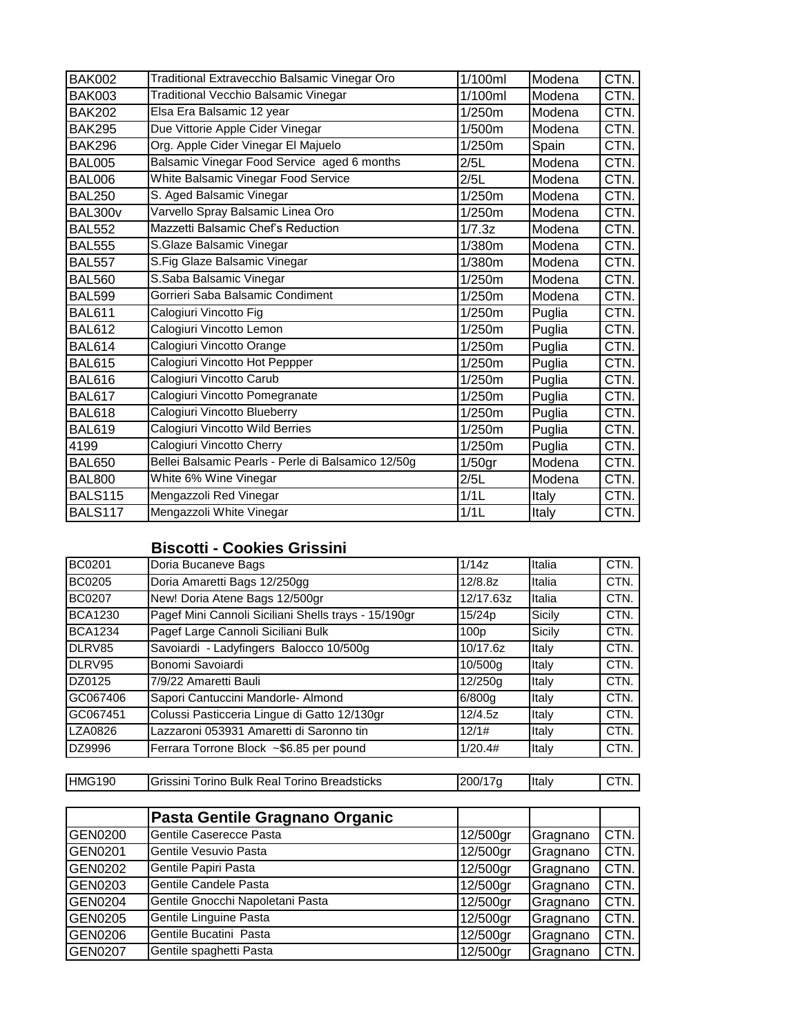| | | | | |
|---|---|---|---|---|
| BAK002 | Traditional Extravecchio Balsamic Vinegar Oro | 1/100ml | Modena | CTN. |
| BAK003 | Traditional Vecchio Balsamic Vinegar | 1/100ml | Modena | CTN. |
| BAK202 | Elsa Era Balsamic 12 year | 1/250m | Modena | CTN. |
| BAK295 | Due Vittorie Apple Cider Vinegar | 1/500m | Modena | CTN. |
| BAK296 | Org. Apple Cider Vinegar El Majuelo | 1/250m | Spain | CTN. |
| BAL005 | Balsamic Vinegar Food Service aged 6 months | 2/5L | Modena | CTN. |
| BAL006 | White Balsamic Vinegar Food Service | 2/5L | Modena | CTN. |
| BAL250 | S. Aged Balsamic Vinegar | 1/250m | Modena | CTN. |
| BAL300v | Varvello Spray Balsamic Linea Oro | 1/250m | Modena | CTN. |
| BAL552 | Mazzetti Balsamic Chef's Reduction | 1/7.3z | Modena | CTN. |
| BAL555 | S.Glaze Balsamic Vinegar | 1/380m | Modena | CTN. |
| BAL557 | S.Fig Glaze Balsamic Vinegar | 1/380m | Modena | CTN. |
| BAL560 | S.Saba Balsamic Vinegar | 1/250m | Modena | CTN. |
| BAL599 | Gorrieri Saba Balsamic Condiment | 1/250m | Modena | CTN. |
| BAL611 | Calogiuri Vincotto Fig | 1/250m | Puglia | CTN. |
| BAL612 | Calogiuri Vincotto Lemon | 1/250m | Puglia | CTN. |
| BAL614 | Calogiuri Vincotto Orange | 1/250m | Puglia | CTN. |
| BAL615 | Calogiuri Vincotto Hot Peppper | 1/250m | Puglia | CTN. |
| BAL616 | Calogiuri Vincotto Carub | 1/250m | Puglia | CTN. |
| BAL617 | Calogiuri Vincotto Pomegranate | 1/250m | Puglia | CTN. |
| BAL618 | Calogiuri Vincotto Blueberry | 1/250m | Puglia | CTN. |
| BAL619 | Calogiuri Vincotto Wild Berries | 1/250m | Puglia | CTN. |
| 4199 | Calogiuri Vincotto Cherry | 1/250m | Puglia | CTN. |
| BAL650 | Bellei Balsamic Pearls - Perle di Balsamico 12/50g | 1/50gr | Modena | CTN. |
| BAL800 | White 6% Wine Vinegar | 2/5L | Modena | CTN. |
| BALS115 | Mengazzoli Red Vinegar | 1/1L | Italy | CTN. |
| BALS117 | Mengazzoli White Vinegar | 1/1L | Italy | CTN. |

## Biscotti - Cookies Grissini

| | | | | |
|---|---|---|---|---|
| BC0201 | Doria Bucaneve Bags | 1/14z | Italia | CTN. |
| BC0205 | Doria Amaretti Bags 12/250gg | 12/8.8z | Italia | CTN. |
| BC0207 | New! Doria Atene Bags 12/500gr | 12/17.63z | Italia | CTN. |
| BCA1230 | Pagef Mini Cannoli Siciliani Shells trays - 15/190gr | 15/24p | Sicily | CTN. |
| BCA1234 | Pagef Large Cannoli Siciliani Bulk | 100p | Sicily | CTN. |
| DLRV85 | Savoiardi - Ladyfingers Balocco 10/500g | 10/17.6z | Italy | CTN. |
| DLRV95 | Bonomi Savoiardi | 10/500g | Italy | CTN. |
| DZ0125 | 7/9/22 Amaretti Bauli | 12/250g | Italy | CTN. |
| GC067406 | Sapori Cantuccini Mandorle- Almond | 6/800g | Italy | CTN. |
| GC067451 | Colussi Pasticceria Lingue di Gatto 12/130gr | 12/4.5z | Italy | CTN. |
| LZA0826 | Lazzaroni 053931 Amaretti di Saronno tin | 12/1# | Italy | CTN. |
| DZ9996 | Ferrara Torrone Block ~$6.85 per pound | 1/20.4# | Italy | CTN. |

| | | | | |
|---|---|---|---|---|
| HMG190 | Grissini Torino Bulk Real Torino Breadsticks | 200/17g | Italy | CTN. |

| | **Pasta Gentile Gragnano Organic** | | | |
|---|---|---|---|---|
| GEN0200 | Gentile Caserecce Pasta | 12/500gr | Gragnano | CTN. |
| GEN0201 | Gentile Vesuvio Pasta | 12/500gr | Gragnano | CTN. |
| GEN0202 | Gentile Papiri Pasta | 12/500gr | Gragnano | CTN. |
| GEN0203 | Gentile Candele Pasta | 12/500gr | Gragnano | CTN. |
| GEN0204 | Gentile Gnocchi Napoletani Pasta | 12/500gr | Gragnano | CTN. |
| GEN0205 | Gentile Linguine Pasta | 12/500gr | Gragnano | CTN. |
| GEN0206 | Gentile Bucatini Pasta | 12/500gr | Gragnano | CTN. |
| GEN0207 | Gentile spaghetti Pasta | 12/500gr | Gragnano | CTN. |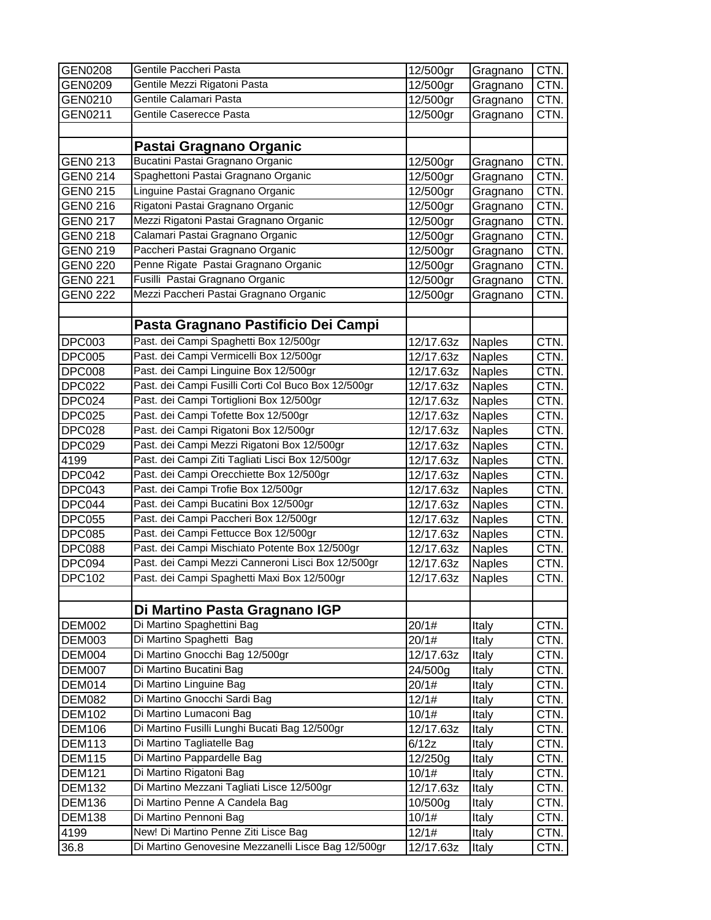| | | | | |
|---|---|---|---|---|
| GEN0208 | Gentile Paccheri Pasta | 12/500gr | Gragnano | CTN. |
| GEN0209 | Gentile Mezzi Rigatoni Pasta | 12/500gr | Gragnano | CTN. |
| GEN0210 | Gentile Calamari Pasta | 12/500gr | Gragnano | CTN. |
| GEN0211 | Gentile Caserecce Pasta | 12/500gr | Gragnano | CTN. |
| | | | | |
| | **Pastai Gragnano Organic** | | | |
| GEN0 213 | Bucatini Pastai Gragnano Organic | 12/500gr | Gragnano | CTN. |
| GEN0 214 | Spaghettoni Pastai Gragnano Organic | 12/500gr | Gragnano | CTN. |
| GEN0 215 | Linguine Pastai Gragnano Organic | 12/500gr | Gragnano | CTN. |
| GEN0 216 | Rigatoni Pastai Gragnano Organic | 12/500gr | Gragnano | CTN. |
| GEN0 217 | Mezzi Rigatoni Pastai Gragnano Organic | 12/500gr | Gragnano | CTN. |
| GEN0 218 | Calamari Pastai Gragnano Organic | 12/500gr | Gragnano | CTN. |
| GEN0 219 | Paccheri Pastai Gragnano Organic | 12/500gr | Gragnano | CTN. |
| GEN0 220 | Penne Rigate Pastai Gragnano Organic | 12/500gr | Gragnano | CTN. |
| GEN0 221 | Fusilli Pastai Gragnano Organic | 12/500gr | Gragnano | CTN. |
| GEN0 222 | Mezzi Paccheri Pastai Gragnano Organic | 12/500gr | Gragnano | CTN. |
| | | | | |
| | **Pasta Gragnano Pastificio Dei Campi** | | | |
| DPC003 | Past. dei Campi Spaghetti Box 12/500gr | 12/17.63z | Naples | CTN. |
| DPC005 | Past. dei Campi Vermicelli Box 12/500gr | 12/17.63z | Naples | CTN. |
| DPC008 | Past. dei Campi Linguine Box 12/500gr | 12/17.63z | Naples | CTN. |
| DPC022 | Past. dei Campi Fusilli Corti Col Buco Box 12/500gr | 12/17.63z | Naples | CTN. |
| DPC024 | Past. dei Campi Tortiglioni Box 12/500gr | 12/17.63z | Naples | CTN. |
| DPC025 | Past. dei Campi Tofette Box 12/500gr | 12/17.63z | Naples | CTN. |
| DPC028 | Past. dei Campi Rigatoni Box 12/500gr | 12/17.63z | Naples | CTN. |
| DPC029 | Past. dei Campi Mezzi Rigatoni Box 12/500gr | 12/17.63z | Naples | CTN. |
| 4199 | Past. dei Campi Ziti Tagliati Lisci Box 12/500gr | 12/17.63z | Naples | CTN. |
| DPC042 | Past. dei Campi Orecchiette Box 12/500gr | 12/17.63z | Naples | CTN. |
| DPC043 | Past. dei Campi Trofie Box 12/500gr | 12/17.63z | Naples | CTN. |
| DPC044 | Past. dei Campi Bucatini Box 12/500gr | 12/17.63z | Naples | CTN. |
| DPC055 | Past. dei Campi Paccheri Box 12/500gr | 12/17.63z | Naples | CTN. |
| DPC085 | Past. dei Campi Fettucce Box 12/500gr | 12/17.63z | Naples | CTN. |
| DPC088 | Past. dei Campi Mischiato Potente Box 12/500gr | 12/17.63z | Naples | CTN. |
| DPC094 | Past. dei Campi Mezzi Canneroni Lisci Box 12/500gr | 12/17.63z | Naples | CTN. |
| DPC102 | Past. dei Campi Spaghetti Maxi Box 12/500gr | 12/17.63z | Naples | CTN. |
| | | | | |
| | **Di Martino Pasta Gragnano IGP** | | | |
| DEM002 | Di Martino Spaghettini Bag | 20/1# | Italy | CTN. |
| DEM003 | Di Martino Spaghetti Bag | 20/1# | Italy | CTN. |
| DEM004 | Di Martino Gnocchi Bag 12/500gr | 12/17.63z | Italy | CTN. |
| DEM007 | Di Martino Bucatini Bag | 24/500g | Italy | CTN. |
| DEM014 | Di Martino Linguine Bag | 20/1# | Italy | CTN. |
| DEM082 | Di Martino Gnocchi Sardi Bag | 12/1# | Italy | CTN. |
| DEM102 | Di Martino Lumaconi Bag | 10/1# | Italy | CTN. |
| DEM106 | Di Martino Fusilli Lunghi Bucati Bag 12/500gr | 12/17.63z | Italy | CTN. |
| DEM113 | Di Martino Tagliatelle Bag | 6/12z | Italy | CTN. |
| DEM115 | Di Martino Pappardelle Bag | 12/250g | Italy | CTN. |
| DEM121 | Di Martino Rigatoni Bag | 10/1# | Italy | CTN. |
| DEM132 | Di Martino Mezzani Tagliati Lisce 12/500gr | 12/17.63z | Italy | CTN. |
| DEM136 | Di Martino Penne A Candela Bag | 10/500g | Italy | CTN. |
| DEM138 | Di Martino Pennoni Bag | 10/1# | Italy | CTN. |
| 4199 | New! Di Martino Penne Ziti Lisce Bag | 12/1# | Italy | CTN. |
| 36.8 | Di Martino Genovesine Mezzanelli Lisce Bag 12/500gr | 12/17.63z | Italy | CTN. |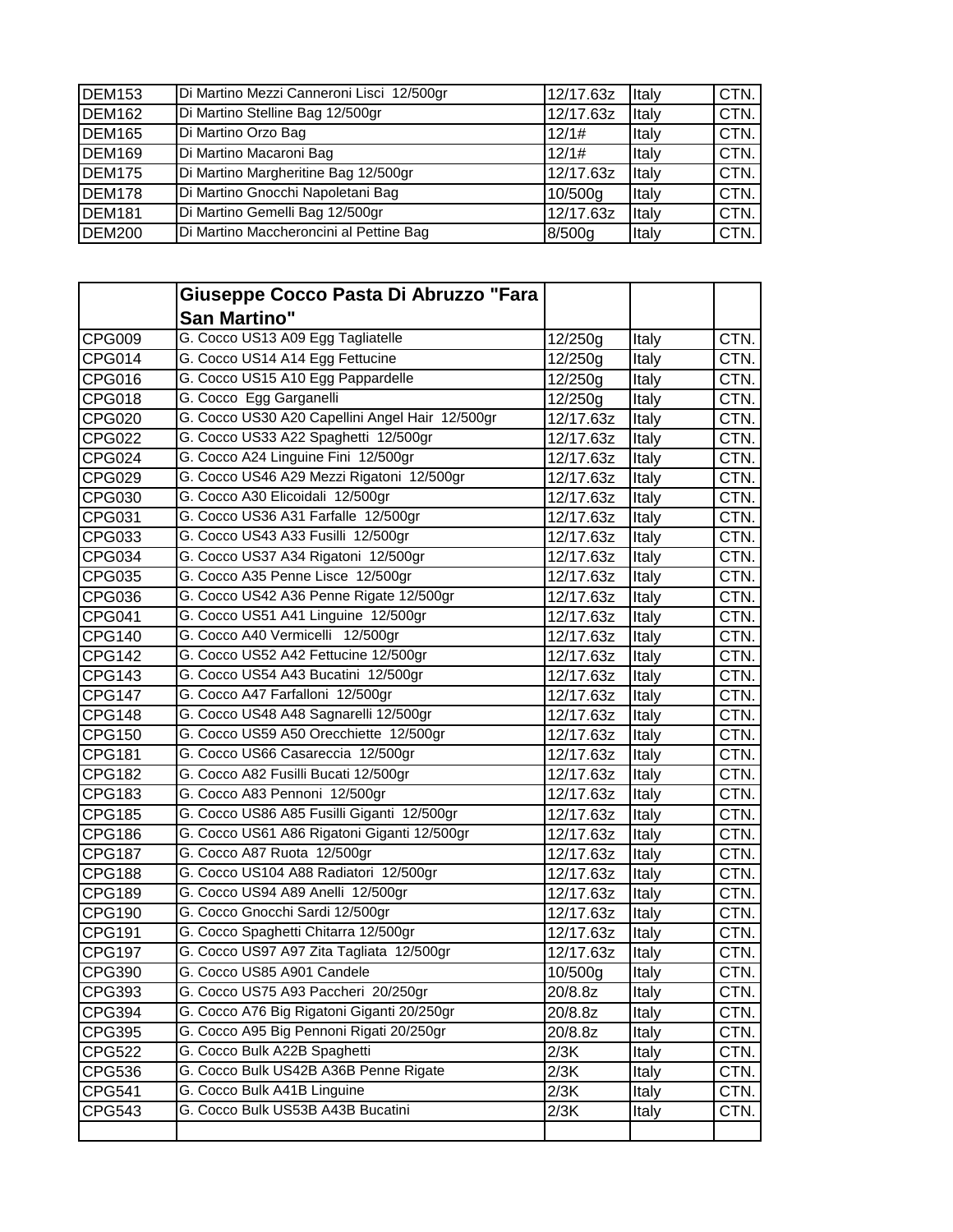| | | | | |
|---|---|---|---|---|
| DEM153 | Di Martino Mezzi Canneroni Lisci 12/500gr | 12/17.63z | Italy | CTN. |
| DEM162 | Di Martino Stelline Bag 12/500gr | 12/17.63z | Italy | CTN. |
| DEM165 | Di Martino Orzo Bag | 12/1# | Italy | CTN. |
| DEM169 | Di Martino Macaroni Bag | 12/1# | Italy | CTN. |
| DEM175 | Di Martino Margheritine Bag 12/500gr | 12/17.63z | Italy | CTN. |
| DEM178 | Di Martino Gnocchi Napoletani Bag | 10/500g | Italy | CTN. |
| DEM181 | Di Martino Gemelli Bag 12/500gr | 12/17.63z | Italy | CTN. |
| DEM200 | Di Martino Maccheroncini al Pettine Bag | 8/500g | Italy | CTN. |

| | **Giuseppe Cocco Pasta Di Abruzzo "Fara San Martino"** | | | |
|---|---|---|---|---|
| CPG009 | G. Cocco US13 A09 Egg Tagliatelle | 12/250g | Italy | CTN. |
| CPG014 | G. Cocco US14 A14 Egg Fettucine | 12/250g | Italy | CTN. |
| CPG016 | G. Cocco US15 A10 Egg Pappardelle | 12/250g | Italy | CTN. |
| CPG018 | G. Cocco Egg Garganelli | 12/250g | Italy | CTN. |
| CPG020 | G. Cocco US30 A20 Capellini Angel Hair 12/500gr | 12/17.63z | Italy | CTN. |
| CPG022 | G. Cocco US33 A22 Spaghetti 12/500gr | 12/17.63z | Italy | CTN. |
| CPG024 | G. Cocco A24 Linguine Fini 12/500gr | 12/17.63z | Italy | CTN. |
| CPG029 | G. Cocco US46 A29 Mezzi Rigatoni 12/500gr | 12/17.63z | Italy | CTN. |
| CPG030 | G. Cocco A30 Elicoidali 12/500gr | 12/17.63z | Italy | CTN. |
| CPG031 | G. Cocco US36 A31 Farfalle 12/500gr | 12/17.63z | Italy | CTN. |
| CPG033 | G. Cocco US43 A33 Fusilli 12/500gr | 12/17.63z | Italy | CTN. |
| CPG034 | G. Cocco US37 A34 Rigatoni 12/500gr | 12/17.63z | Italy | CTN. |
| CPG035 | G. Cocco A35 Penne Lisce 12/500gr | 12/17.63z | Italy | CTN. |
| CPG036 | G. Cocco US42 A36 Penne Rigate 12/500gr | 12/17.63z | Italy | CTN. |
| CPG041 | G. Cocco US51 A41 Linguine 12/500gr | 12/17.63z | Italy | CTN. |
| CPG140 | G. Cocco A40 Vermicelli 12/500gr | 12/17.63z | Italy | CTN. |
| CPG142 | G. Cocco US52 A42 Fettucine 12/500gr | 12/17.63z | Italy | CTN. |
| CPG143 | G. Cocco US54 A43 Bucatini 12/500gr | 12/17.63z | Italy | CTN. |
| CPG147 | G. Cocco A47 Farfalloni 12/500gr | 12/17.63z | Italy | CTN. |
| CPG148 | G. Cocco US48 A48 Sagnarelli 12/500gr | 12/17.63z | Italy | CTN. |
| CPG150 | G. Cocco US59 A50 Orecchiette 12/500gr | 12/17.63z | Italy | CTN. |
| CPG181 | G. Cocco US66 Casareccia 12/500gr | 12/17.63z | Italy | CTN. |
| CPG182 | G. Cocco A82 Fusilli Bucati 12/500gr | 12/17.63z | Italy | CTN. |
| CPG183 | G. Cocco A83 Pennoni 12/500gr | 12/17.63z | Italy | CTN. |
| CPG185 | G. Cocco US86 A85 Fusilli Giganti 12/500gr | 12/17.63z | Italy | CTN. |
| CPG186 | G. Cocco US61 A86 Rigatoni Giganti 12/500gr | 12/17.63z | Italy | CTN. |
| CPG187 | G. Cocco A87 Ruota 12/500gr | 12/17.63z | Italy | CTN. |
| CPG188 | G. Cocco US104 A88 Radiatori 12/500gr | 12/17.63z | Italy | CTN. |
| CPG189 | G. Cocco US94 A89 Anelli 12/500gr | 12/17.63z | Italy | CTN. |
| CPG190 | G. Cocco Gnocchi Sardi 12/500gr | 12/17.63z | Italy | CTN. |
| CPG191 | G. Cocco Spaghetti Chitarra 12/500gr | 12/17.63z | Italy | CTN. |
| CPG197 | G. Cocco US97 A97 Zita Tagliata 12/500gr | 12/17.63z | Italy | CTN. |
| CPG390 | G. Cocco US85 A901 Candele | 10/500g | Italy | CTN. |
| CPG393 | G. Cocco US75 A93 Paccheri 20/250gr | 20/8.8z | Italy | CTN. |
| CPG394 | G. Cocco A76 Big Rigatoni Giganti 20/250gr | 20/8.8z | Italy | CTN. |
| CPG395 | G. Cocco A95 Big Pennoni Rigati 20/250gr | 20/8.8z | Italy | CTN. |
| CPG522 | G. Cocco Bulk A22B Spaghetti | 2/3K | Italy | CTN. |
| CPG536 | G. Cocco Bulk US42B A36B Penne Rigate | 2/3K | Italy | CTN. |
| CPG541 | G. Cocco Bulk A41B Linguine | 2/3K | Italy | CTN. |
| CPG543 | G. Cocco Bulk US53B A43B Bucatini | 2/3K | Italy | CTN. |
| | | | | |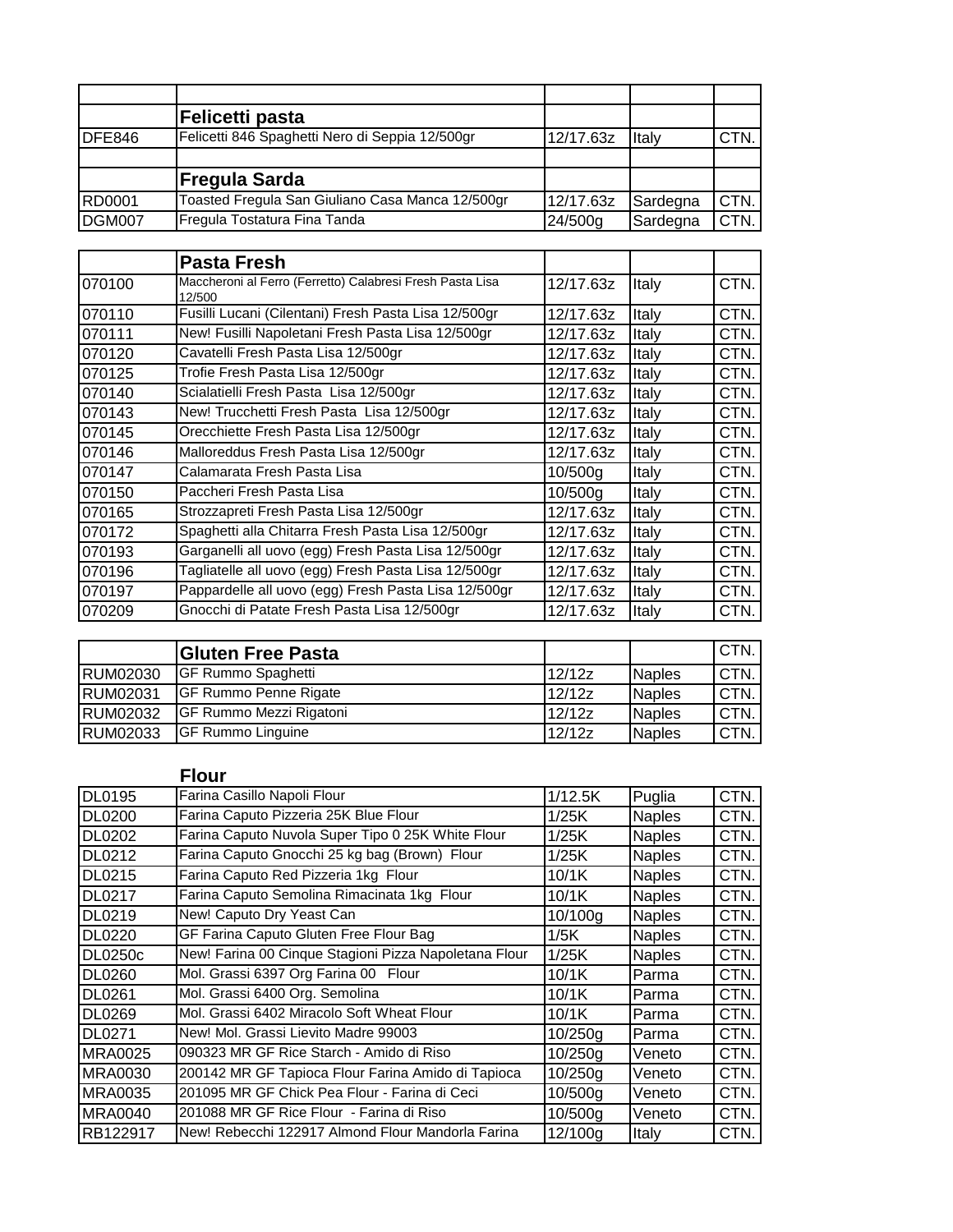| | | | | |
|---|---|---|---|---|
| | **Felicetti pasta** | | | |
| DFE846 | Felicetti 846 Spaghetti Nero di Seppia 12/500gr | 12/17.63z | Italy | CTN. |
| | | | | |
| | **Fregula Sarda** | | | |
| RD0001 | Toasted Fregula San Giuliano Casa Manca 12/500gr | 12/17.63z | Sardegna | CTN. |
| DGM007 | Fregula Tostatura Fina Tanda | 24/500g | Sardegna | CTN. |

| | **Pasta Fresh** | | | |
|---|---|---|---|---|
| 070100 | Maccheroni al Ferro (Ferretto) Calabresi Fresh Pasta Lisa 12/500 | 12/17.63z | Italy | CTN. |
| 070110 | Fusilli Lucani (Cilentani) Fresh Pasta Lisa 12/500gr | 12/17.63z | Italy | CTN. |
| 070111 | New! Fusilli Napoletani Fresh Pasta Lisa 12/500gr | 12/17.63z | Italy | CTN. |
| 070120 | Cavatelli Fresh Pasta Lisa 12/500gr | 12/17.63z | Italy | CTN. |
| 070125 | Trofie Fresh Pasta Lisa 12/500gr | 12/17.63z | Italy | CTN. |
| 070140 | Scialatielli Fresh Pasta Lisa 12/500gr | 12/17.63z | Italy | CTN. |
| 070143 | New! Trucchetti Fresh Pasta Lisa 12/500gr | 12/17.63z | Italy | CTN. |
| 070145 | Orecchiette Fresh Pasta Lisa 12/500gr | 12/17.63z | Italy | CTN. |
| 070146 | Malloreddus Fresh Pasta Lisa 12/500gr | 12/17.63z | Italy | CTN. |
| 070147 | Calamarata Fresh Pasta Lisa | 10/500g | Italy | CTN. |
| 070150 | Paccheri Fresh Pasta Lisa | 10/500g | Italy | CTN. |
| 070165 | Strozzapreti Fresh Pasta Lisa 12/500gr | 12/17.63z | Italy | CTN. |
| 070172 | Spaghetti alla Chitarra Fresh Pasta Lisa 12/500gr | 12/17.63z | Italy | CTN. |
| 070193 | Garganelli all uovo (egg) Fresh Pasta Lisa 12/500gr | 12/17.63z | Italy | CTN. |
| 070196 | Tagliatelle all uovo (egg) Fresh Pasta Lisa 12/500gr | 12/17.63z | Italy | CTN. |
| 070197 | Pappardelle all uovo (egg) Fresh Pasta Lisa 12/500gr | 12/17.63z | Italy | CTN. |
| 070209 | Gnocchi di Patate Fresh Pasta Lisa 12/500gr | 12/17.63z | Italy | CTN. |

| | **Gluten Free Pasta** | | | CTN. |
|---|---|---|---|---|
| RUM02030 | GF Rummo Spaghetti | 12/12z | Naples | CTN. |
| RUM02031 | GF Rummo Penne Rigate | 12/12z | Naples | CTN. |
| RUM02032 | GF Rummo Mezzi Rigatoni | 12/12z | Naples | CTN. |
| RUM02033 | GF Rummo Linguine | 12/12z | Naples | CTN. |

| | **Flour** | | | |
|---|---|---|---|---|
| DL0195 | Farina Casillo Napoli Flour | 1/12.5K | Puglia | CTN. |
| DL0200 | Farina Caputo Pizzeria 25K Blue Flour | 1/25K | Naples | CTN. |
| DL0202 | Farina Caputo Nuvola Super Tipo 0 25K White Flour | 1/25K | Naples | CTN. |
| DL0212 | Farina Caputo Gnocchi 25 kg bag (Brown) Flour | 1/25K | Naples | CTN. |
| DL0215 | Farina Caputo Red Pizzeria 1kg Flour | 10/1K | Naples | CTN. |
| DL0217 | Farina Caputo Semolina Rimacinata 1kg Flour | 10/1K | Naples | CTN. |
| DL0219 | New! Caputo Dry Yeast Can | 10/100g | Naples | CTN. |
| DL0220 | GF Farina Caputo Gluten Free Flour Bag | 1/5K | Naples | CTN. |
| DL0250c | New! Farina 00 Cinque Stagioni Pizza Napoletana Flour | 1/25K | Naples | CTN. |
| DL0260 | Mol. Grassi 6397 Org Farina 00 Flour | 10/1K | Parma | CTN. |
| DL0261 | Mol. Grassi 6400 Org. Semolina | 10/1K | Parma | CTN. |
| DL0269 | Mol. Grassi 6402 Miracolo Soft Wheat Flour | 10/1K | Parma | CTN. |
| DL0271 | New! Mol. Grassi Lievito Madre 99003 | 10/250g | Parma | CTN. |
| MRA0025 | 090323 MR GF Rice Starch - Amido di Riso | 10/250g | Veneto | CTN. |
| MRA0030 | 200142 MR GF Tapioca Flour Farina Amido di Tapioca | 10/250g | Veneto | CTN. |
| MRA0035 | 201095 MR GF Chick Pea Flour - Farina di Ceci | 10/500g | Veneto | CTN. |
| MRA0040 | 201088 MR GF Rice Flour - Farina di Riso | 10/500g | Veneto | CTN. |
| RB122917 | New! Rebecchi 122917 Almond Flour Mandorla Farina | 12/100g | Italy | CTN. |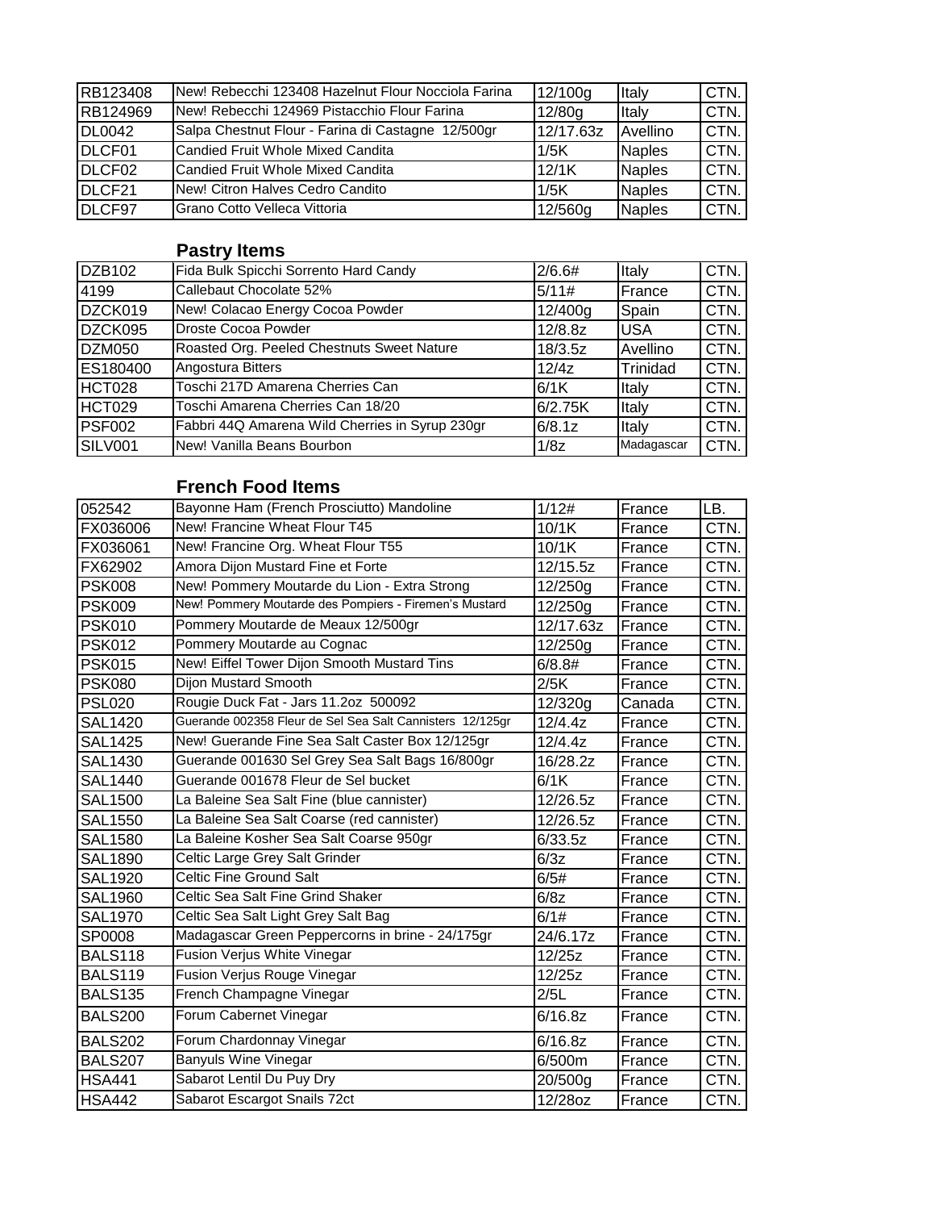| RB123408 | New! Rebecchi 123408 Hazelnut Flour Nocciola Farina | 12/100g | Italy | CTN. |
|---|---|---|---|---|
| RB124969 | New! Rebecchi 124969 Pistacchio Flour Farina | 12/80g | Italy | CTN. |
| DL0042 | Salpa Chestnut Flour - Farina di Castagne 12/500gr | 12/17.63z | Avellino | CTN. |
| DLCF01 | Candied Fruit Whole Mixed Candita | 1/5K | Naples | CTN. |
| DLCF02 | Candied Fruit Whole Mixed Candita | 12/1K | Naples | CTN. |
| DLCF21 | New! Citron Halves Cedro Candito | 1/5K | Naples | CTN. |
| DLCF97 | Grano Cotto Velleca Vittoria | 12/560g | Naples | CTN. |

## Pastry Items

| DZB102 | Fida Bulk Spicchi Sorrento Hard Candy | 2/6.6# | Italy | CTN. |
|---|---|---|---|---|
| 4199 | Callebaut Chocolate 52% | 5/11# | France | CTN. |
| DZCK019 | New! Colacao Energy Cocoa Powder | 12/400g | Spain | CTN. |
| DZCK095 | Droste Cocoa Powder | 12/8.8z | USA | CTN. |
| DZM050 | Roasted Org. Peeled Chestnuts Sweet Nature | 18/3.5z | Avellino | CTN. |
| ES180400 | Angostura Bitters | 12/4z | Trinidad | CTN. |
| HCT028 | Toschi 217D Amarena Cherries Can | 6/1K | Italy | CTN. |
| HCT029 | Toschi Amarena Cherries Can 18/20 | 6/2.75K | Italy | CTN. |
| PSF002 | Fabbri 44Q Amarena Wild Cherries in Syrup 230gr | 6/8.1z | Italy | CTN. |
| SILV001 | New! Vanilla Beans Bourbon | 1/8z | Madagascar | CTN. |

## French Food Items

| 052542 | Bayonne Ham (French Prosciutto) Mandoline | 1/12# | France | LB. |
|---|---|---|---|---|
| FX036006 | New! Francine Wheat Flour T45 | 10/1K | France | CTN. |
| FX036061 | New! Francine Org. Wheat Flour T55 | 10/1K | France | CTN. |
| FX62902 | Amora Dijon Mustard Fine et Forte | 12/15.5z | France | CTN. |
| PSK008 | New! Pommery Moutarde du Lion - Extra Strong | 12/250g | France | CTN. |
| PSK009 | New! Pommery Moutarde des Pompiers - Firemen's Mustard | 12/250g | France | CTN. |
| PSK010 | Pommery Moutarde de Meaux 12/500gr | 12/17.63z | France | CTN. |
| PSK012 | Pommery Moutarde au Cognac | 12/250g | France | CTN. |
| PSK015 | New! Eiffel Tower Dijon Smooth Mustard Tins | 6/8.8# | France | CTN. |
| PSK080 | Dijon Mustard Smooth | 2/5K | France | CTN. |
| PSL020 | Rougie Duck Fat - Jars 11.2oz 500092 | 12/320g | Canada | CTN. |
| SAL1420 | Guerande 002358 Fleur de Sel Sea Salt Cannisters 12/125gr | 12/4.4z | France | CTN. |
| SAL1425 | New! Guerande Fine Sea Salt Caster Box 12/125gr | 12/4.4z | France | CTN. |
| SAL1430 | Guerande 001630 Sel Grey Sea Salt Bags 16/800gr | 16/28.2z | France | CTN. |
| SAL1440 | Guerande 001678 Fleur de Sel bucket | 6/1K | France | CTN. |
| SAL1500 | La Baleine Sea Salt Fine (blue cannister) | 12/26.5z | France | CTN. |
| SAL1550 | La Baleine Sea Salt Coarse (red cannister) | 12/26.5z | France | CTN. |
| SAL1580 | La Baleine Kosher Sea Salt Coarse 950gr | 6/33.5z | France | CTN. |
| SAL1890 | Celtic Large Grey Salt Grinder | 6/3z | France | CTN. |
| SAL1920 | Celtic Fine Ground Salt | 6/5# | France | CTN. |
| SAL1960 | Celtic Sea Salt Fine Grind Shaker | 6/8z | France | CTN. |
| SAL1970 | Celtic Sea Salt Light Grey Salt Bag | 6/1# | France | CTN. |
| SP0008 | Madagascar Green Peppercorns in brine - 24/175gr | 24/6.17z | France | CTN. |
| BALS118 | Fusion Verjus White Vinegar | 12/25z | France | CTN. |
| BALS119 | Fusion Verjus Rouge Vinegar | 12/25z | France | CTN. |
| BALS135 | French Champagne Vinegar | 2/5L | France | CTN. |
| BALS200 | Forum Cabernet Vinegar | 6/16.8z | France | CTN. |
| BALS202 | Forum Chardonnay Vinegar | 6/16.8z | France | CTN. |
| BALS207 | Banyuls Wine Vinegar | 6/500m | France | CTN. |
| HSA441 | Sabarot Lentil Du Puy Dry | 20/500g | France | CTN. |
| HSA442 | Sabarot Escargot Snails 72ct | 12/28oz | France | CTN. |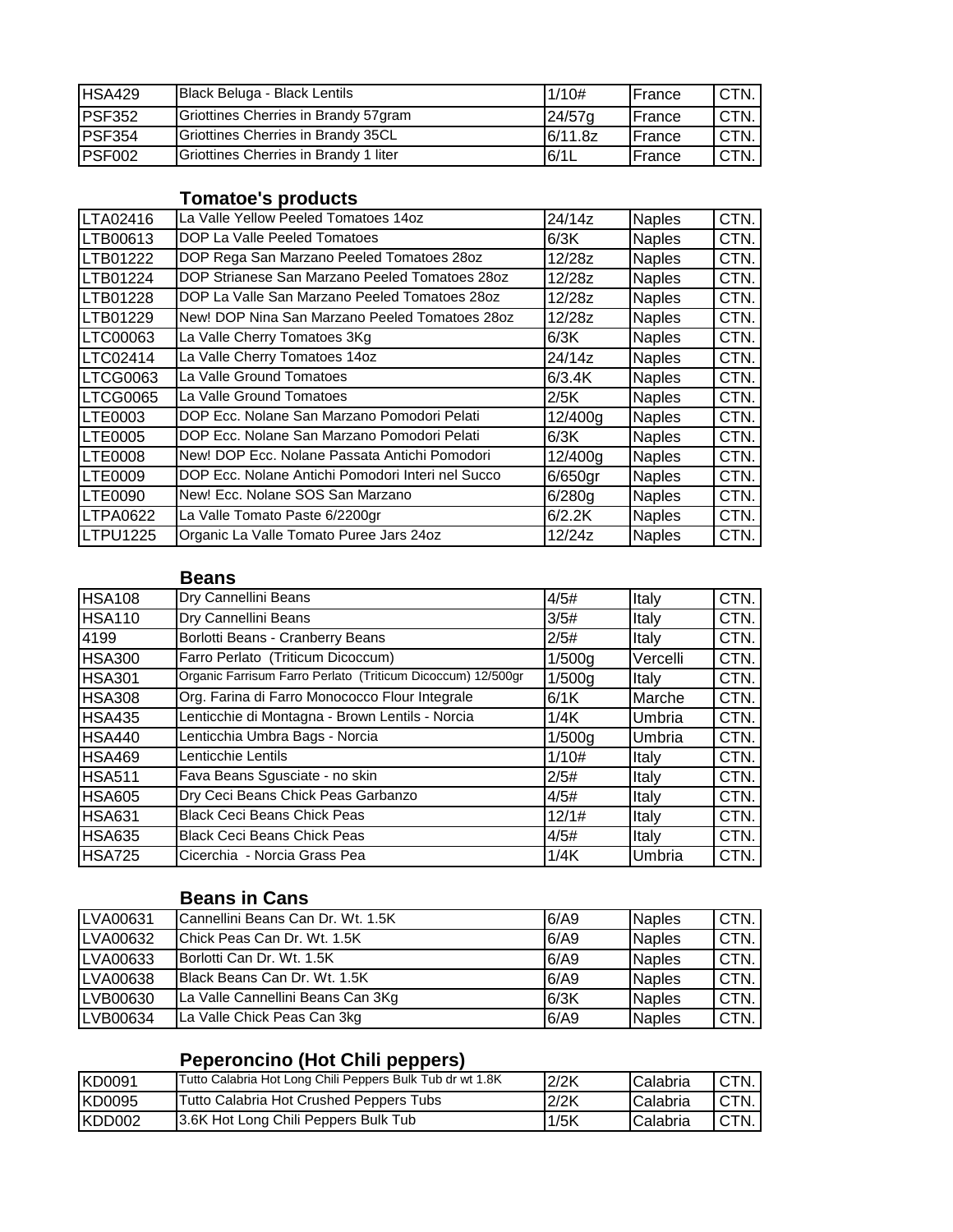| | | | | |
|---|---|---|---|---|
| HSA429 | Black Beluga - Black Lentils | 1/10# | France | CTN. |
| PSF352 | Griottines Cherries in Brandy 57gram | 24/57g | France | CTN. |
| PSF354 | Griottines Cherries in Brandy 35CL | 6/11.8z | France | CTN. |
| PSF002 | Griottines Cherries in Brandy 1 liter | 6/1L | France | CTN. |

## Tomatoe's products

| | | | | |
|---|---|---|---|---|
| LTA02416 | La Valle Yellow Peeled Tomatoes 14oz | 24/14z | Naples | CTN. |
| LTB00613 | DOP La Valle Peeled Tomatoes | 6/3K | Naples | CTN. |
| LTB01222 | DOP Rega San Marzano Peeled Tomatoes 28oz | 12/28z | Naples | CTN. |
| LTB01224 | DOP Strianese San Marzano Peeled Tomatoes 28oz | 12/28z | Naples | CTN. |
| LTB01228 | DOP La Valle San Marzano Peeled Tomatoes 28oz | 12/28z | Naples | CTN. |
| LTB01229 | New! DOP Nina San Marzano Peeled Tomatoes 28oz | 12/28z | Naples | CTN. |
| LTC00063 | La Valle Cherry Tomatoes 3Kg | 6/3K | Naples | CTN. |
| LTC02414 | La Valle Cherry Tomatoes 14oz | 24/14z | Naples | CTN. |
| LTCG0063 | La Valle Ground Tomatoes | 6/3.4K | Naples | CTN. |
| LTCG0065 | La Valle Ground Tomatoes | 2/5K | Naples | CTN. |
| LTE0003 | DOP Ecc. Nolane San Marzano Pomodori Pelati | 12/400g | Naples | CTN. |
| LTE0005 | DOP Ecc. Nolane San Marzano Pomodori Pelati | 6/3K | Naples | CTN. |
| LTE0008 | New! DOP Ecc. Nolane Passata Antichi Pomodori | 12/400g | Naples | CTN. |
| LTE0009 | DOP Ecc. Nolane Antichi Pomodori Interi nel Succo | 6/650gr | Naples | CTN. |
| LTE0090 | New! Ecc. Nolane SOS San Marzano | 6/280g | Naples | CTN. |
| LTPA0622 | La Valle Tomato Paste 6/2200gr | 6/2.2K | Naples | CTN. |
| LTPU1225 | Organic La Valle Tomato Puree Jars 24oz | 12/24z | Naples | CTN. |

## Beans

| | | | | |
|---|---|---|---|---|
| HSA108 | Dry Cannellini Beans | 4/5# | Italy | CTN. |
| HSA110 | Dry Cannellini Beans | 3/5# | Italy | CTN. |
| 4199 | Borlotti Beans - Cranberry Beans | 2/5# | Italy | CTN. |
| HSA300 | Farro Perlato (Triticum Dicoccum) | 1/500g | Vercelli | CTN. |
| HSA301 | Organic Farrisum Farro Perlato (Triticum Dicoccum) 12/500gr | 1/500g | Italy | CTN. |
| HSA308 | Org. Farina di Farro Monococco Flour Integrale | 6/1K | Marche | CTN. |
| HSA435 | Lenticchie di Montagna - Brown Lentils - Norcia | 1/4K | Umbria | CTN. |
| HSA440 | Lenticchia Umbra Bags - Norcia | 1/500g | Umbria | CTN. |
| HSA469 | Lenticchie Lentils | 1/10# | Italy | CTN. |
| HSA511 | Fava Beans Sgusciate - no skin | 2/5# | Italy | CTN. |
| HSA605 | Dry Ceci Beans Chick Peas Garbanzo | 4/5# | Italy | CTN. |
| HSA631 | Black Ceci Beans Chick Peas | 12/1# | Italy | CTN. |
| HSA635 | Black Ceci Beans Chick Peas | 4/5# | Italy | CTN. |
| HSA725 | Cicerchia - Norcia Grass Pea | 1/4K | Umbria | CTN. |

## Beans in Cans

| | | | | |
|---|---|---|---|---|
| LVA00631 | Cannellini Beans Can Dr. Wt. 1.5K | 6/A9 | Naples | CTN. |
| LVA00632 | Chick Peas Can Dr. Wt. 1.5K | 6/A9 | Naples | CTN. |
| LVA00633 | Borlotti Can Dr. Wt. 1.5K | 6/A9 | Naples | CTN. |
| LVA00638 | Black Beans Can Dr. Wt. 1.5K | 6/A9 | Naples | CTN. |
| LVB00630 | La Valle Cannellini Beans Can 3Kg | 6/3K | Naples | CTN. |
| LVB00634 | La Valle Chick Peas Can 3kg | 6/A9 | Naples | CTN. |

## Peperoncino (Hot Chili peppers)

| | | | | |
|---|---|---|---|---|
| KD0091 | Tutto Calabria Hot Long Chili Peppers Bulk Tub dr wt 1.8K | 2/2K | Calabria | CTN. |
| KD0095 | Tutto Calabria Hot Crushed Peppers Tubs | 2/2K | Calabria | CTN. |
| KDD002 | 3.6K Hot Long Chili Peppers Bulk Tub | 1/5K | Calabria | CTN. |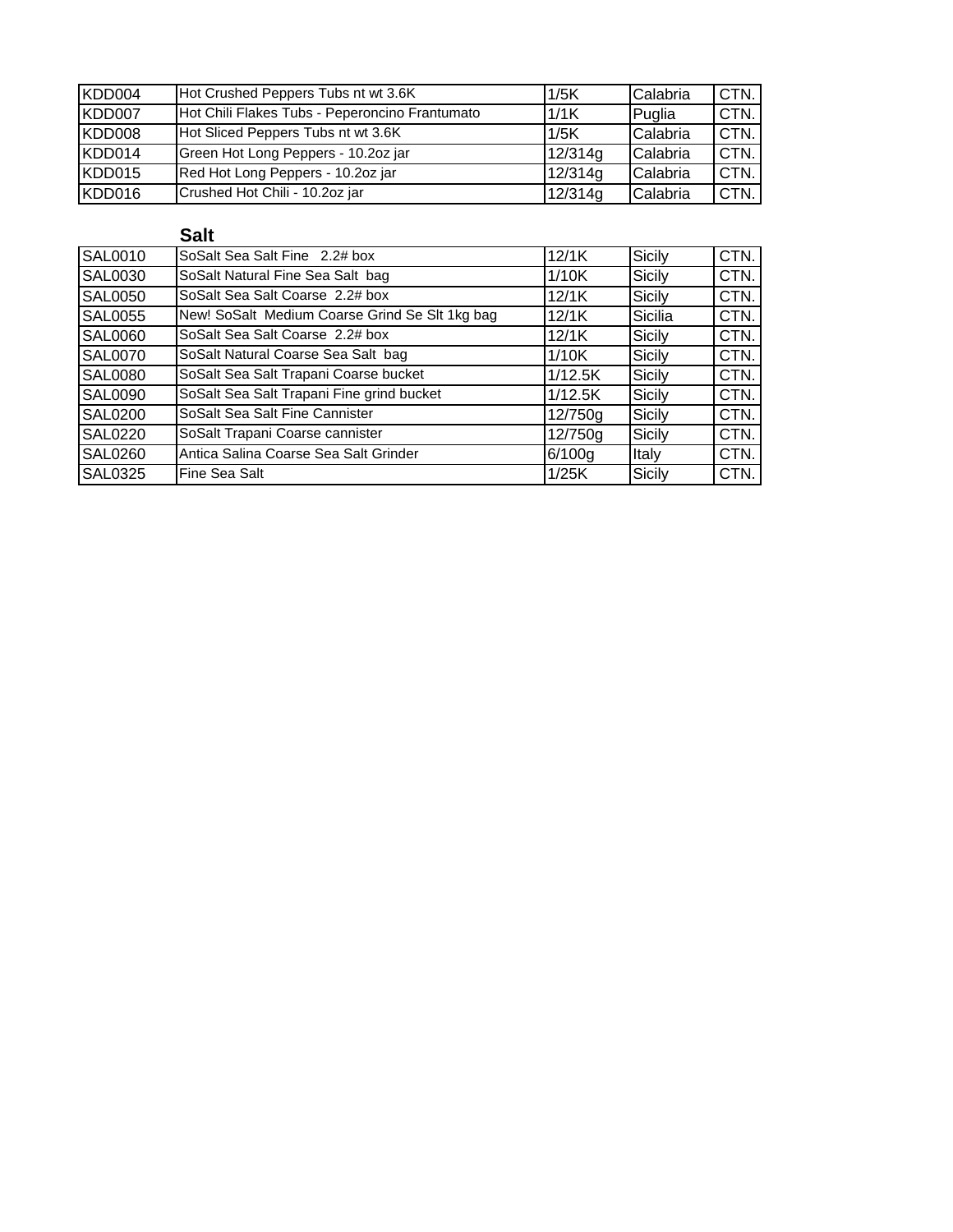| | | | | |
|---|---|---|---|---|
| KDD004 | Hot Crushed Peppers Tubs nt wt 3.6K | 1/5K | Calabria | CTN. |
| KDD007 | Hot Chili Flakes Tubs - Peperoncino Frantumato | 1/1K | Puglia | CTN. |
| KDD008 | Hot Sliced Peppers Tubs nt wt 3.6K | 1/5K | Calabria | CTN. |
| KDD014 | Green Hot Long Peppers - 10.2oz jar | 12/314g | Calabria | CTN. |
| KDD015 | Red Hot Long Peppers - 10.2oz jar | 12/314g | Calabria | CTN. |
| KDD016 | Crushed Hot Chili - 10.2oz jar | 12/314g | Calabria | CTN. |

**Salt**

| | | | | |
|---|---|---|---|---|
| SAL0010 | SoSalt Sea Salt Fine 2.2# box | 12/1K | Sicily | CTN. |
| SAL0030 | SoSalt Natural Fine Sea Salt bag | 1/10K | Sicily | CTN. |
| SAL0050 | SoSalt Sea Salt Coarse 2.2# box | 12/1K | Sicily | CTN. |
| SAL0055 | New! SoSalt Medium Coarse Grind Se Slt 1kg bag | 12/1K | Sicilia | CTN. |
| SAL0060 | SoSalt Sea Salt Coarse 2.2# box | 12/1K | Sicily | CTN. |
| SAL0070 | SoSalt Natural Coarse Sea Salt bag | 1/10K | Sicily | CTN. |
| SAL0080 | SoSalt Sea Salt Trapani Coarse bucket | 1/12.5K | Sicily | CTN. |
| SAL0090 | SoSalt Sea Salt Trapani Fine grind bucket | 1/12.5K | Sicily | CTN. |
| SAL0200 | SoSalt Sea Salt Fine Cannister | 12/750g | Sicily | CTN. |
| SAL0220 | SoSalt Trapani Coarse cannister | 12/750g | Sicily | CTN. |
| SAL0260 | Antica Salina Coarse Sea Salt Grinder | 6/100g | Italy | CTN. |
| SAL0325 | Fine Sea Salt | 1/25K | Sicily | CTN. |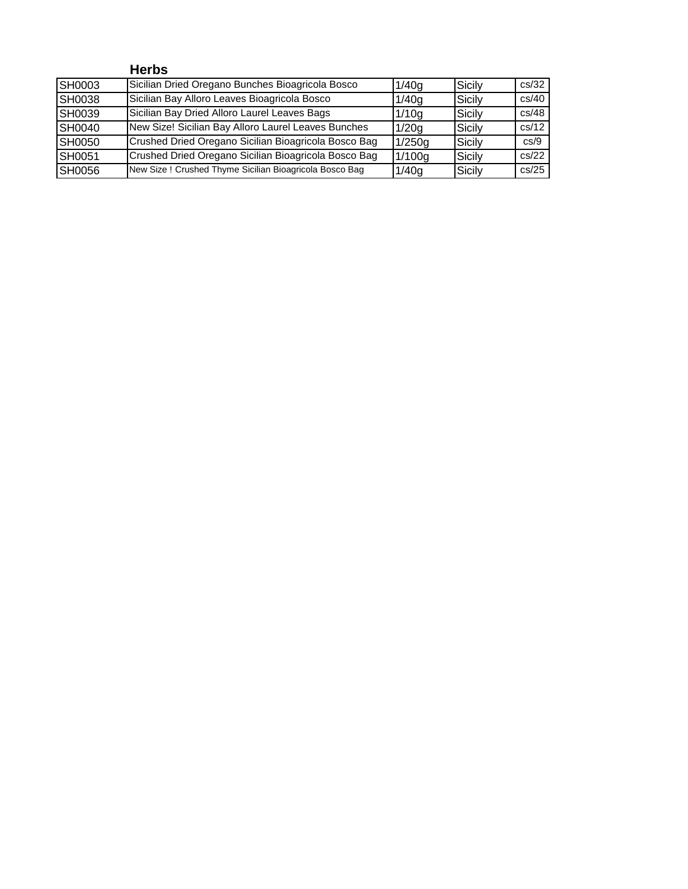## Herbs

| | | | | |
|---|---|---|---|---|
| SH0003 | Sicilian Dried Oregano Bunches Bioagricola Bosco | 1/40g | Sicily | cs/32 |
| SH0038 | Sicilian Bay Alloro Leaves Bioagricola Bosco | 1/40g | Sicily | cs/40 |
| SH0039 | Sicilian Bay Dried Alloro Laurel Leaves Bags | 1/10g | Sicily | cs/48 |
| SH0040 | New Size! Sicilian Bay Alloro Laurel Leaves Bunches | 1/20g | Sicily | cs/12 |
| SH0050 | Crushed Dried Oregano Sicilian Bioagricola Bosco Bag | 1/250g | Sicily | cs/9 |
| SH0051 | Crushed Dried Oregano Sicilian Bioagricola Bosco Bag | 1/100g | Sicily | cs/22 |
| SH0056 | New Size ! Crushed Thyme Sicilian Bioagricola Bosco Bag | 1/40g | Sicily | cs/25 |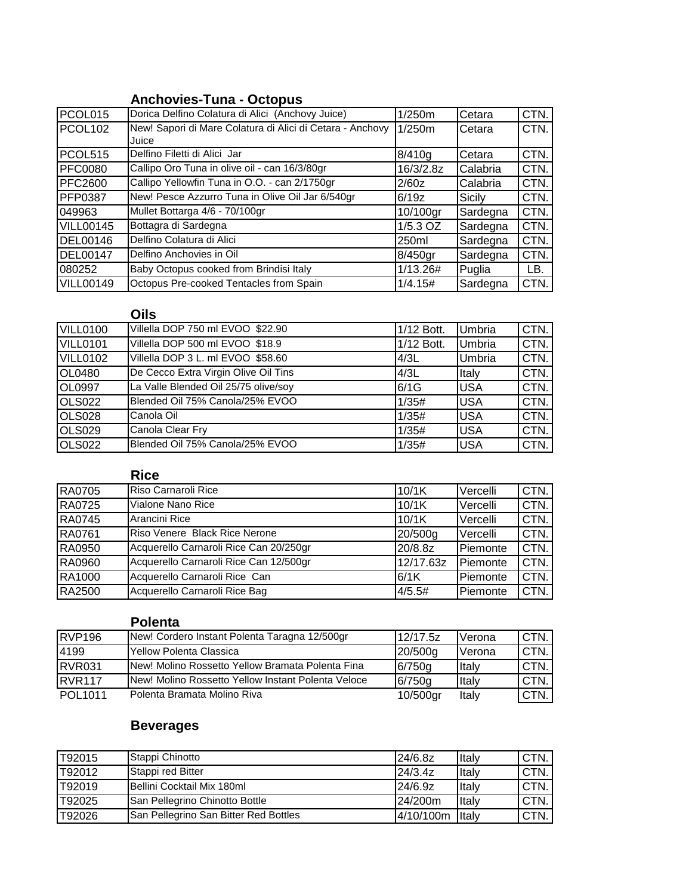## Anchovies-Tuna - Octopus

| | | | | |
|---|---|---|---|---|
| PCOL015 | Dorica Delfino Colatura di Alici (Anchovy Juice) | 1/250m | Cetara | CTN. |
| PCOL102 | New! Sapori di Mare Colatura di Alici di Cetara - Anchovy Juice | 1/250m | Cetara | CTN. |
| PCOL515 | Delfino Filetti di Alici Jar | 8/410g | Cetara | CTN. |
| PFC0080 | Callipo Oro Tuna in olive oil - can 16/3/80gr | 16/3/2.8z | Calabria | CTN. |
| PFC2600 | Callipo Yellowfin Tuna in O.O. - can 2/1750gr | 2/60z | Calabria | CTN. |
| PFP0387 | New! Pesce Azzurro Tuna in Olive Oil Jar 6/540gr | 6/19z | Sicily | CTN. |
| 049963 | Mullet Bottarga 4/6 - 70/100gr | 10/100gr | Sardegna | CTN. |
| VILL00145 | Bottagra di Sardegna | 1/5.3 OZ | Sardegna | CTN. |
| DEL00146 | Delfino Colatura di Alici | 250ml | Sardegna | CTN. |
| DEL00147 | Delfino Anchovies in Oil | 8/450gr | Sardegna | CTN. |
| 080252 | Baby Octopus cooked from Brindisi Italy | 1/13.26# | Puglia | LB. |
| VILL00149 | Octopus Pre-cooked Tentacles from Spain | 1/4.15# | Sardegna | CTN. |

## Oils

| | | | | |
|---|---|---|---|---|
| VILL0100 | Villella DOP 750 ml EVOO $22.90 | 1/12 Bott. | Umbria | CTN. |
| VILL0101 | Villella DOP 500 ml EVOO $18.9 | 1/12 Bott. | Umbria | CTN. |
| VILL0102 | Villella DOP 3 L. ml EVOO $58.60 | 4/3L | Umbria | CTN. |
| OL0480 | De Cecco Extra Virgin Olive Oil Tins | 4/3L | Italy | CTN. |
| OL0997 | La Valle Blended Oil 25/75 olive/soy | 6/1G | USA | CTN. |
| OLS022 | Blended Oil 75% Canola/25% EVOO | 1/35# | USA | CTN. |
| OLS028 | Canola Oil | 1/35# | USA | CTN. |
| OLS029 | Canola Clear Fry | 1/35# | USA | CTN. |
| OLS022 | Blended Oil 75% Canola/25% EVOO | 1/35# | USA | CTN. |

## Rice

| | | | | |
|---|---|---|---|---|
| RA0705 | Riso Carnaroli Rice | 10/1K | Vercelli | CTN. |
| RA0725 | Vialone Nano Rice | 10/1K | Vercelli | CTN. |
| RA0745 | Arancini Rice | 10/1K | Vercelli | CTN. |
| RA0761 | Riso Venere Black Rice Nerone | 20/500g | Vercelli | CTN. |
| RA0950 | Acquerello Carnaroli Rice Can 20/250gr | 20/8.8z | Piemonte | CTN. |
| RA0960 | Acquerello Carnaroli Rice Can 12/500gr | 12/17.63z | Piemonte | CTN. |
| RA1000 | Acquerello Carnaroli Rice Can | 6/1K | Piemonte | CTN. |
| RA2500 | Acquerello Carnaroli Rice Bag | 4/5.5# | Piemonte | CTN. |

## Polenta

| | | | | |
|---|---|---|---|---|
| RVP196 | New! Cordero Instant Polenta Taragna 12/500gr | 12/17.5z | Verona | CTN. |
| 4199 | Yellow Polenta Classica | 20/500g | Verona | CTN. |
| RVR031 | New! Molino Rossetto Yellow Bramata Polenta Fina | 6/750g | Italy | CTN. |
| RVR117 | New! Molino Rossetto Yellow Instant Polenta Veloce | 6/750g | Italy | CTN. |
| POL1011 | Polenta Bramata Molino Riva | 10/500gr | Italy | CTN. |

## Beverages

| | | | | |
|---|---|---|---|---|
| T92015 | Stappi Chinotto | 24/6.8z | Italy | CTN. |
| T92012 | Stappi red Bitter | 24/3.4z | Italy | CTN. |
| T92019 | Bellini Cocktail Mix 180ml | 24/6.9z | Italy | CTN. |
| T92025 | San Pellegrino Chinotto Bottle | 24/200m | Italy | CTN. |
| T92026 | San Pellegrino San Bitter Red Bottles | 4/10/100m | Italy | CTN. |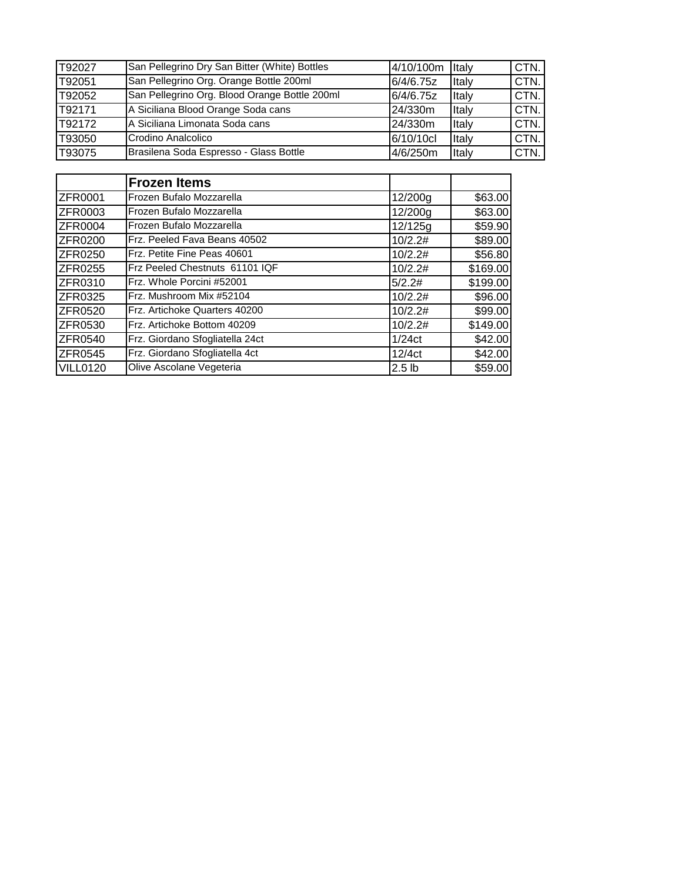| | | | | |
|---|---|---|---|---|
| T92027 | San Pellegrino Dry San Bitter (White) Bottles | 4/10/100m | Italy | CTN. |
| T92051 | San Pellegrino Org. Orange Bottle 200ml | 6/4/6.75z | Italy | CTN. |
| T92052 | San Pellegrino Org. Blood Orange Bottle 200ml | 6/4/6.75z | Italy | CTN. |
| T92171 | A Siciliana Blood Orange Soda cans | 24/330m | Italy | CTN. |
| T92172 | A Siciliana Limonata Soda cans | 24/330m | Italy | CTN. |
| T93050 | Crodino Analcolico | 6/10/10cl | Italy | CTN. |
| T93075 | Brasilena Soda Espresso - Glass Bottle | 4/6/250m | Italy | CTN. |

| | **Frozen Items** | | |
|---|---|---|---|
| ZFR0001 | Frozen Bufalo Mozzarella | 12/200g | $63.00 |
| ZFR0003 | Frozen Bufalo Mozzarella | 12/200g | $63.00 |
| ZFR0004 | Frozen Bufalo Mozzarella | 12/125g | $59.90 |
| ZFR0200 | Frz. Peeled Fava Beans 40502 | 10/2.2# | $89.00 |
| ZFR0250 | Frz. Petite Fine Peas 40601 | 10/2.2# | $56.80 |
| ZFR0255 | Frz Peeled Chestnuts 61101 IQF | 10/2.2# | $169.00 |
| ZFR0310 | Frz. Whole Porcini #52001 | 5/2.2# | $199.00 |
| ZFR0325 | Frz. Mushroom Mix #52104 | 10/2.2# | $96.00 |
| ZFR0520 | Frz. Artichoke Quarters 40200 | 10/2.2# | $99.00 |
| ZFR0530 | Frz. Artichoke Bottom 40209 | 10/2.2# | $149.00 |
| ZFR0540 | Frz. Giordano Sfogliatella 24ct | 1/24ct | $42.00 |
| ZFR0545 | Frz. Giordano Sfogliatella 4ct | 12/4ct | $42.00 |
| VILL0120 | Olive Ascolane Vegeteria | 2.5 lb | $59.00 |